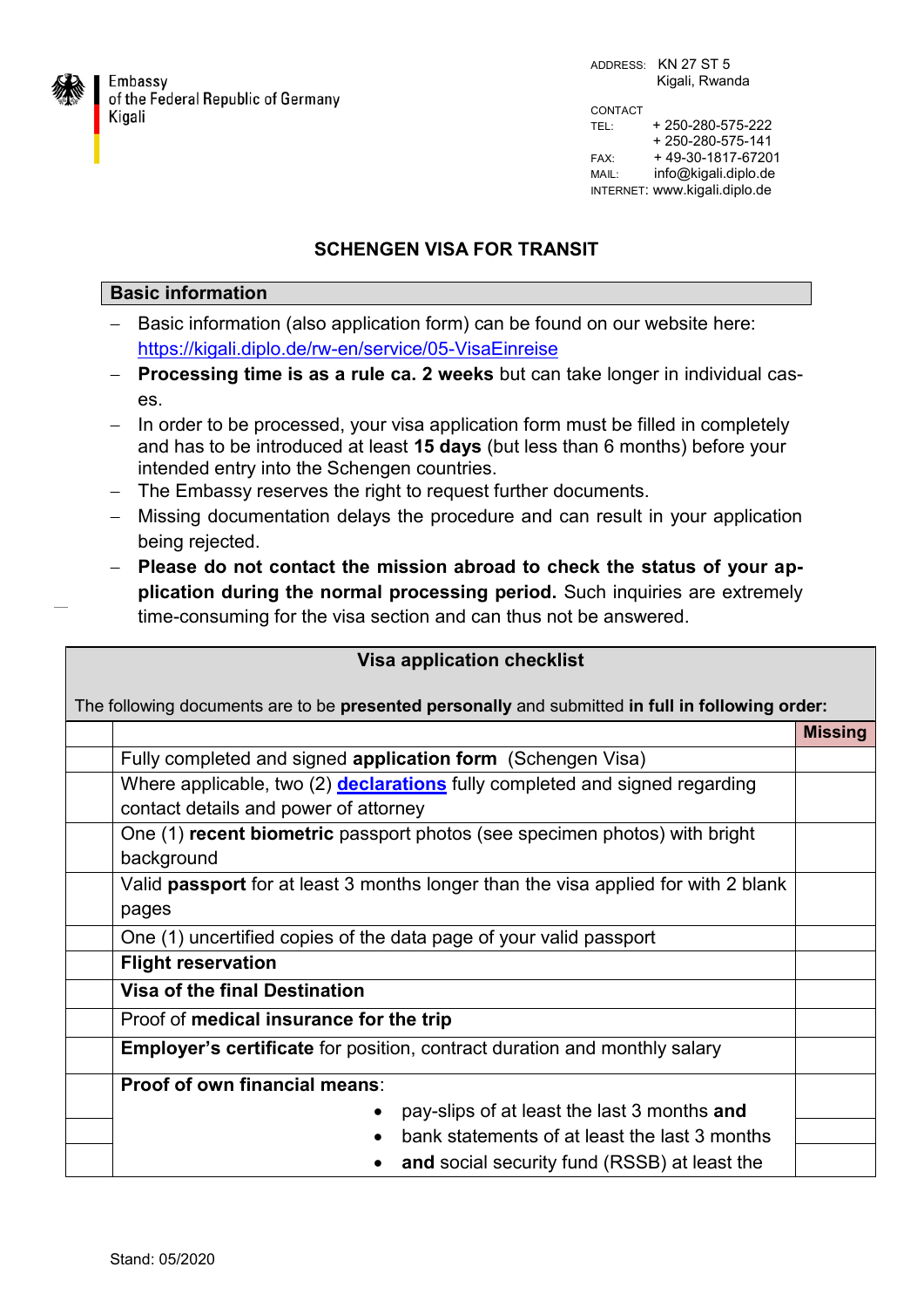Embassy
of the Federal Republic of Germany
Kigali

ADDRESS: KN 27 ST 5
Kigali, Rwanda

CONTACT
TEL: + 250-280-575-222
+ 250-280-575-141
FAX: + 49-30-1817-67201
MAIL: info@kigali.diplo.de
INTERNET: www.kigali.diplo.de

## SCHENGEN VISA FOR TRANSIT

### Basic information

- Basic information (also application form) can be found on our website here: https://kigali.diplo.de/rw-en/service/05-VisaEinreise
- **Processing time is as a rule ca. 2 weeks** but can take longer in individual cases.
- In order to be processed, your visa application form must be filled in completely and has to be introduced at least **15 days** (but less than 6 months) before your intended entry into the Schengen countries.
- The Embassy reserves the right to request further documents.
- Missing documentation delays the procedure and can result in your application being rejected.
- **Please do not contact the mission abroad to check the status of your application during the normal processing period.** Such inquiries are extremely time-consuming for the visa section and can thus not be answered.

### Visa application checklist

The following documents are to be **presented personally** and submitted **in full in following order:**

| | | **Missing** |
|---|---|---|
| | Fully completed and signed **application form** (Schengen Visa) | |
| | Where applicable, two (2) **declarations** fully completed and signed regarding contact details and power of attorney | |
| | One (1) **recent biometric** passport photos (see specimen photos) with bright background | |
| | Valid **passport** for at least 3 months longer than the visa applied for with 2 blank pages | |
| | One (1) uncertified copies of the data page of your valid passport | |
| | **Flight reservation** | |
| | **Visa of the final Destination** | |
| | Proof of **medical insurance for the trip** | |
| | **Employer's certificate** for position, contract duration and monthly salary | |
| | **Proof of own financial means**: | |
| | • pay-slips of at least the last 3 months **and** | |
| | • bank statements of at least the last 3 months | |
| | • **and** social security fund (RSSB) at least the | |

Stand: 05/2020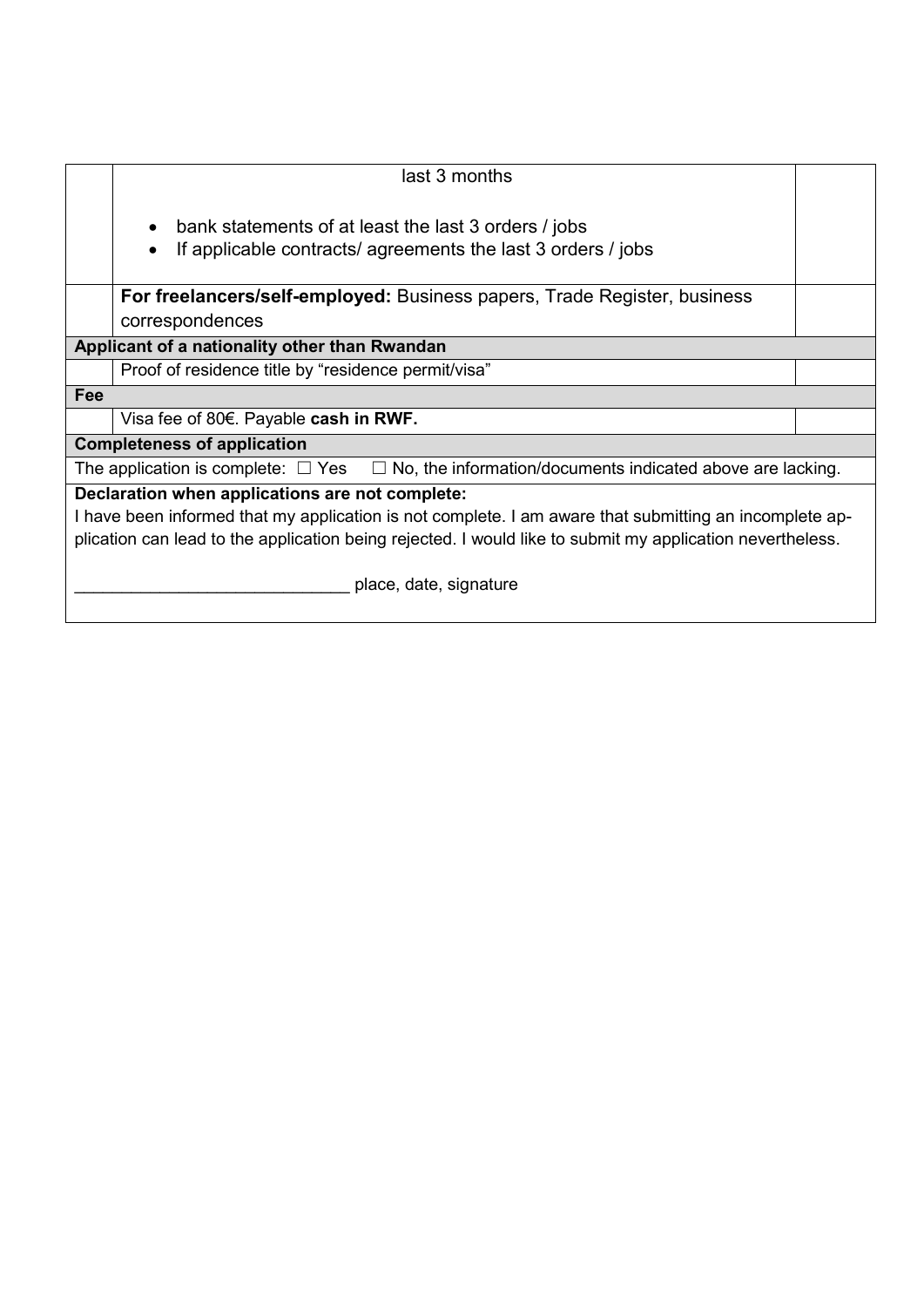| | | |
|---|---|---|
| | last 3 months<br><br>• bank statements of at least the last 3 orders / jobs<br>• If applicable contracts/ agreements the last 3 orders / jobs | |
| | **For freelancers/self-employed:** Business papers, Trade Register, business correspondences | |
| **Applicant of a nationality other than Rwandan** | | |
| | Proof of residence title by "residence permit/visa" | |
| **Fee** | | |
| | Visa fee of 80€. Payable **cash in RWF.** | |
| **Completeness of application** | | |
| The application is complete: ☐ Yes ☐ No, the information/documents indicated above are lacking. | | |
| **Declaration when applications are not complete:**<br>I have been informed that my application is not complete. I am aware that submitting an incomplete application can lead to the application being rejected. I would like to submit my application nevertheless.<br><br>_____________________________ place, date, signature | | |